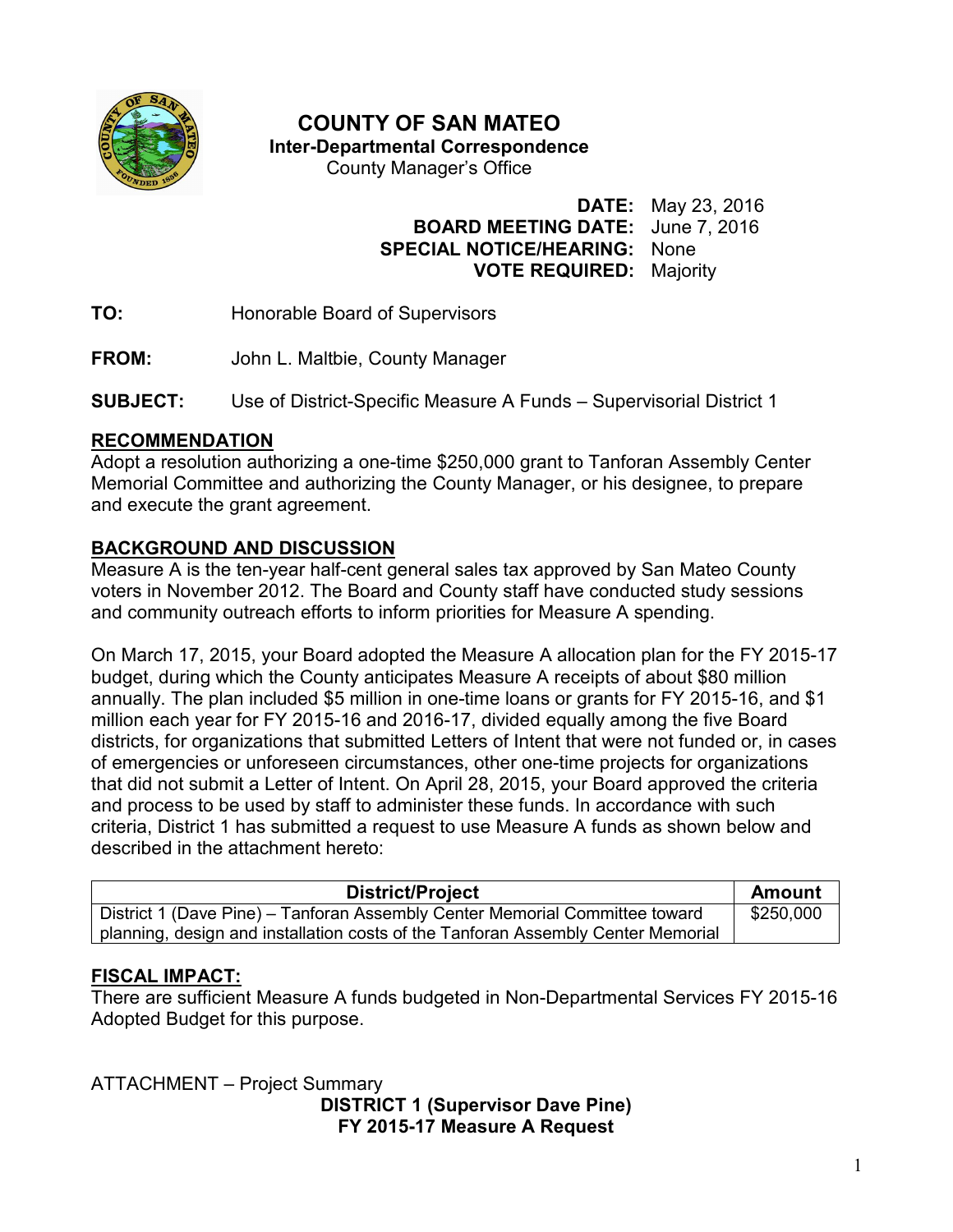# COUNTY OF SAN MATEO

**Inter-Departmental Correspondence**

County Manager's Office

**DATE:** May 23, 2016
**BOARD MEETING DATE:** June 7, 2016
**SPECIAL NOTICE/HEARING:** None
**VOTE REQUIRED:** Majority

**TO:** Honorable Board of Supervisors

**FROM:** John L. Maltbie, County Manager

**SUBJECT:** Use of District-Specific Measure A Funds – Supervisorial District 1

## RECOMMENDATION

Adopt a resolution authorizing a one-time $250,000 grant to Tanforan Assembly Center Memorial Committee and authorizing the County Manager, or his designee, to prepare and execute the grant agreement.

## BACKGROUND AND DISCUSSION

Measure A is the ten-year half-cent general sales tax approved by San Mateo County voters in November 2012. The Board and County staff have conducted study sessions and community outreach efforts to inform priorities for Measure A spending.

On March 17, 2015, your Board adopted the Measure A allocation plan for the FY 2015-17 budget, during which the County anticipates Measure A receipts of about $80 million annually. The plan included $5 million in one-time loans or grants for FY 2015-16, and $1 million each year for FY 2015-16 and 2016-17, divided equally among the five Board districts, for organizations that submitted Letters of Intent that were not funded or, in cases of emergencies or unforeseen circumstances, other one-time projects for organizations that did not submit a Letter of Intent. On April 28, 2015, your Board approved the criteria and process to be used by staff to administer these funds. In accordance with such criteria, District 1 has submitted a request to use Measure A funds as shown below and described in the attachment hereto:

| District/Project | Amount |
|---|---|
| District 1 (Dave Pine) – Tanforan Assembly Center Memorial Committee toward planning, design and installation costs of the Tanforan Assembly Center Memorial | $250,000 |

## FISCAL IMPACT:

There are sufficient Measure A funds budgeted in Non-Departmental Services FY 2015-16 Adopted Budget for this purpose.

ATTACHMENT – Project Summary

**DISTRICT 1 (Supervisor Dave Pine)**
**FY 2015-17 Measure A Request**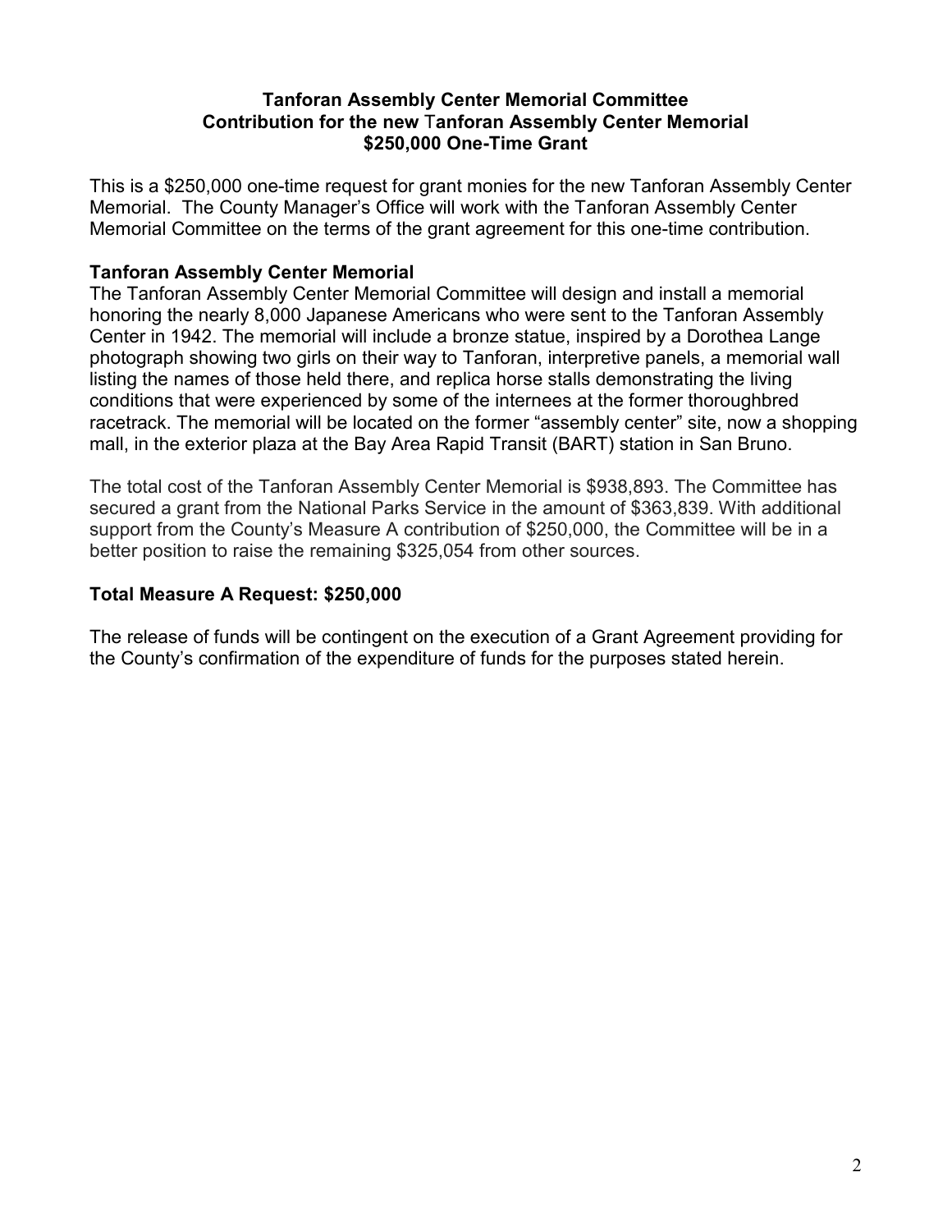**Tanforan Assembly Center Memorial Committee**
**Contribution for the new Tanforan Assembly Center Memorial**
**$250,000 One-Time Grant**

This is a $250,000 one-time request for grant monies for the new Tanforan Assembly Center Memorial. The County Manager's Office will work with the Tanforan Assembly Center Memorial Committee on the terms of the grant agreement for this one-time contribution.

**Tanforan Assembly Center Memorial**

The Tanforan Assembly Center Memorial Committee will design and install a memorial honoring the nearly 8,000 Japanese Americans who were sent to the Tanforan Assembly Center in 1942. The memorial will include a bronze statue, inspired by a Dorothea Lange photograph showing two girls on their way to Tanforan, interpretive panels, a memorial wall listing the names of those held there, and replica horse stalls demonstrating the living conditions that were experienced by some of the internees at the former thoroughbred racetrack. The memorial will be located on the former "assembly center" site, now a shopping mall, in the exterior plaza at the Bay Area Rapid Transit (BART) station in San Bruno.

The total cost of the Tanforan Assembly Center Memorial is $938,893. The Committee has secured a grant from the National Parks Service in the amount of $363,839. With additional support from the County's Measure A contribution of $250,000, the Committee will be in a better position to raise the remaining $325,054 from other sources.

**Total Measure A Request: $250,000**

The release of funds will be contingent on the execution of a Grant Agreement providing for the County's confirmation of the expenditure of funds for the purposes stated herein.